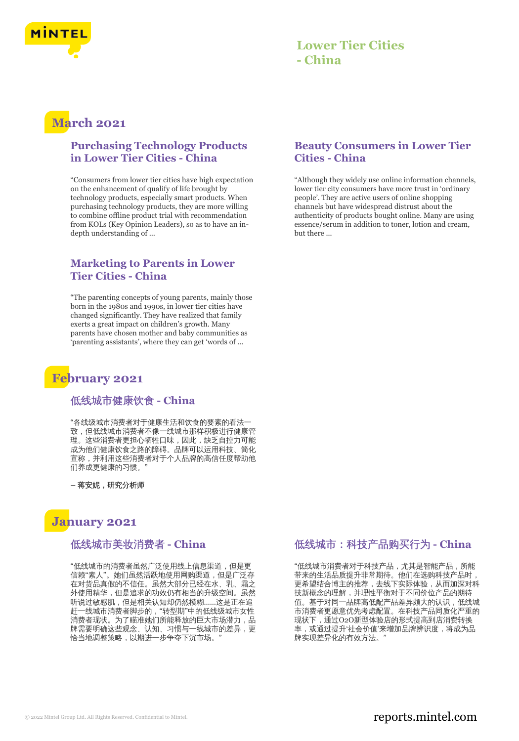# Lower Tier Cities - China

## March 2021

### Purchasing Technology Products in Lower Tier Cities - China

"Consumers from lower tier cities have high expectation on the enhancement of qualify of life brought by technology products, especially smart products. When purchasing technology products, they are more willing to combine offline product trial with recommendation from KOLs (Key Opinion Leaders), so as to have an in-depth understanding of ...

### Marketing to Parents in Lower Tier Cities - China

"The parenting concepts of young parents, mainly those born in the 1980s and 1990s, in lower tier cities have changed significantly. They have realized that family exerts a great impact on children's growth. Many parents have chosen mother and baby communities as 'parenting assistants', where they can get 'words of ...

### Beauty Consumers in Lower Tier Cities - China

"Although they widely use online information channels, lower tier city consumers have more trust in 'ordinary people'. They are active users of online shopping channels but have widespread distrust about the authenticity of products bought online. Many are using essence/serum in addition to toner, lotion and cream, but there ...

## February 2021

### 低线城市健康饮食 - China

"各线级城市消费者对于健康生活和饮食的要素的看法一致，但低线城市消费者不像一线城市那样积极进行健康管理。这些消费者更担心牺牲口味，因此，缺乏自控力可能成为他们健康饮食之路的障碍。品牌可以运用科技、简化宣称，并利用这些消费者对于个人品牌的高信任度帮助他们养成更健康的习惯。"

**– 蒋安妮，研究分析师**

## January 2021

### 低线城市美妆消费者 - China

"低线城市的消费者虽然广泛使用线上信息渠道，但是更信赖"素人"。她们虽然活跃地使用网购渠道，但是广泛存在对货品真假的不信任。虽然大部分已经在水、乳、霜之外使用精华，但是追求的功效仍有相当的升级空间。虽然听说过敏感肌，但是相关认知却仍然模糊......这是正在追赶一线城市消费者脚步的，"转型期"中的低线级城市女性消费者现状。为了瞄准她们所能释放的巨大市场潜力，品牌需要明确这些观念、认知、习惯与一线城市的差异，更恰当地调整策略，以期进一步争夺下沉市场。"

### 低线城市：科技产品购买行为 - China

"低线城市消费者对于科技产品，尤其是智能产品，所能带来的生活品质提升非常期待。他们在选购科技产品时，更希望结合博主的推荐，去线下实际体验，从而加深对科技新概念的理解，并理性平衡对于不同价位产品的期待值。基于对同一品牌高低配产品差异颇大的认识，低线城市消费者更愿意优先考虑配置。在科技产品同质化严重的现状下，通过O2O新型体验店的形式提高到店消费转换率，或通过提升'社会价值'来增加品牌辨识度，将成为品牌实现差异化的有效方法。"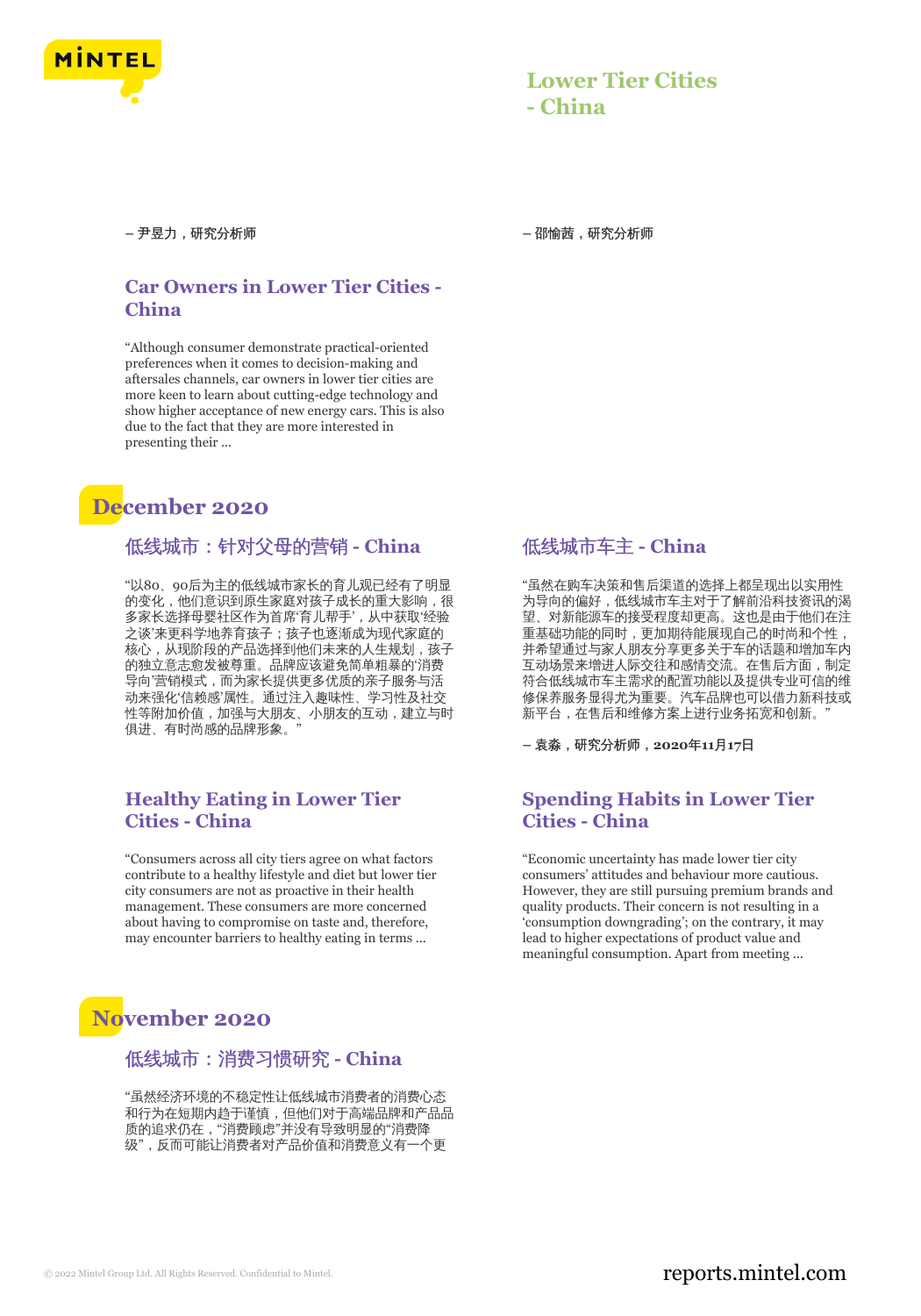## Lower Tier Cities - China

– 尹昱力，研究分析师

– 邵愉茜，研究分析师

### Car Owners in Lower Tier Cities - China

"Although consumer demonstrate practical-oriented preferences when it comes to decision-making and aftersales channels, car owners in lower tier cities are more keen to learn about cutting-edge technology and show higher acceptance of new energy cars. This is also due to the fact that they are more interested in presenting their ...

## December 2020

### 低线城市：针对父母的营销 - China

"以80、90后为主的低线城市家长的育儿观已经有了明显的变化，他们意识到原生家庭对孩子成长的重大影响，很多家长选择母婴社区作为首席'育儿帮手'，从中获取'经验之谈'来更科学地养育孩子；孩子也逐渐成为现代家庭的核心，从现阶段的产品选择到他们未来的人生规划，孩子的独立意志愈发被尊重。品牌应该避免简单粗暴的'消费导向'营销模式，而为家长提供更多优质的亲子服务与活动来强化'信赖感'属性。通过注入趣味性、学习性及社交性等附加价值，加强与大朋友、小朋友的互动，建立与时俱进、有时尚感的品牌形象。"

### 低线城市车主 - China

"虽然在购车决策和售后渠道的选择上都呈现出以实用性为导向的偏好，低线城市车主对于了解前沿科技资讯的渴望、对新能源车的接受程度却更高。这也是由于他们在注重基础功能的同时，更加期待能展现自己的时尚和个性，并希望通过与家人朋友分享更多关于车的话题和增加车内互动场景来增进人际交往和感情交流。在售后方面，制定符合低线城市车主需求的配置功能以及提供专业可信的维修保养服务显得尤为重要。汽车品牌也可以借力新科技或新平台，在售后和维修方案上进行业务拓宽和创新。"

– 袁淼，研究分析师，2020年11月17日

### Healthy Eating in Lower Tier Cities - China

"Consumers across all city tiers agree on what factors contribute to a healthy lifestyle and diet but lower tier city consumers are not as proactive in their health management. These consumers are more concerned about having to compromise on taste and, therefore, may encounter barriers to healthy eating in terms ...

### Spending Habits in Lower Tier Cities - China

"Economic uncertainty has made lower tier city consumers' attitudes and behaviour more cautious. However, they are still pursuing premium brands and quality products. Their concern is not resulting in a 'consumption downgrading'; on the contrary, it may lead to higher expectations of product value and meaningful consumption. Apart from meeting ...

## November 2020

### 低线城市：消费习惯研究 - China

"虽然经济环境的不稳定性让低线城市消费者的消费心态和行为在短期内趋于谨慎，但他们对于高端品牌和产品品质的追求仍在，"消费顾虑"并没有导致明显的"消费降级"，反而可能让消费者对产品价值和消费意义有一个更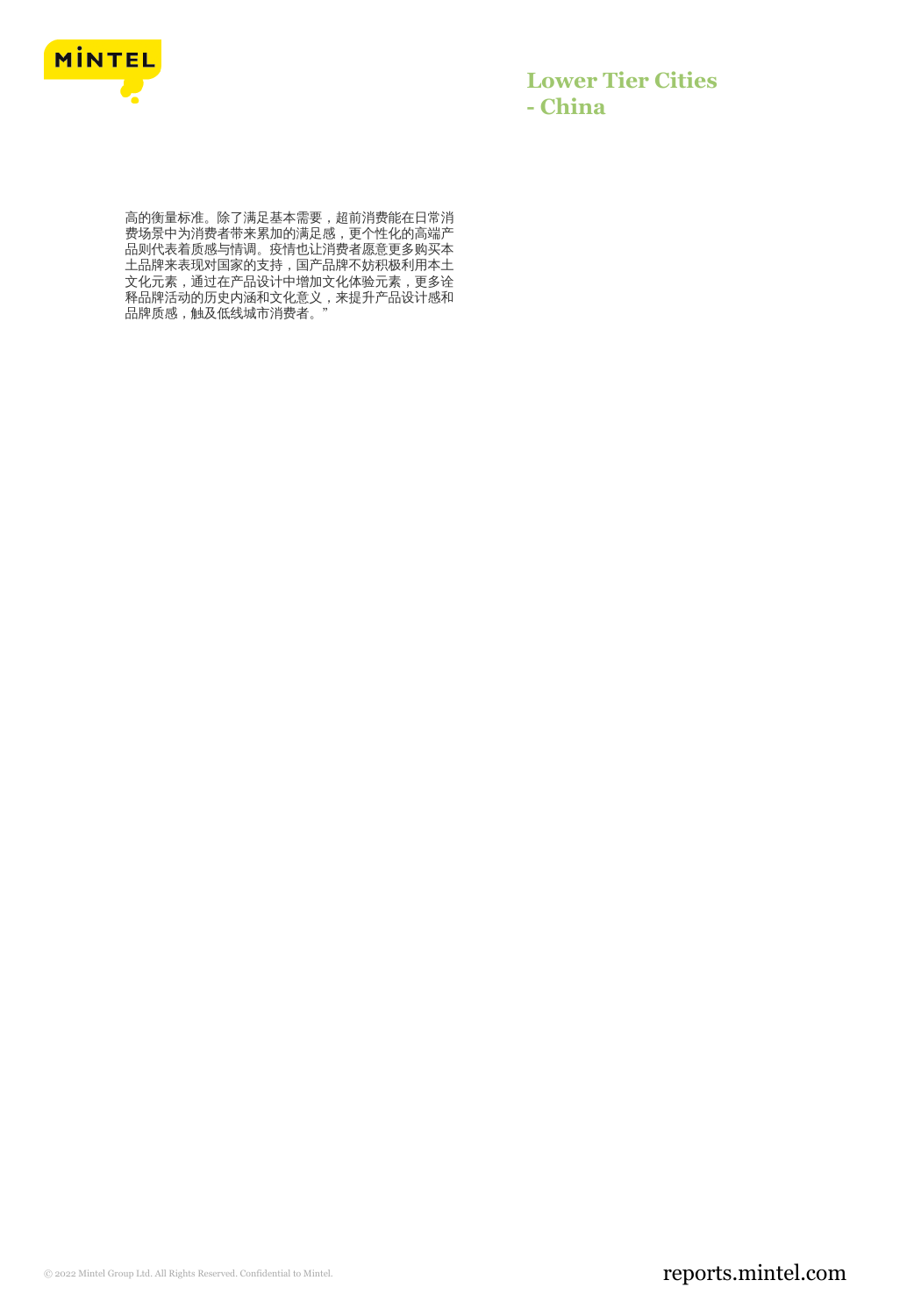高的衡量标准。除了满足基本需要，超前消费能在日常消费场景中为消费者带来累加的满足感，更个性化的高端产品则代表着质感与情调。疫情也让消费者愿意更多购买本土品牌来表现对国家的支持，国产品牌不妨积极利用本土文化元素，通过在产品设计中增加文化体验元素，更多诠释品牌活动的历史内涵和文化意义，来提升产品设计感和品牌质感，触及低线城市消费者。”